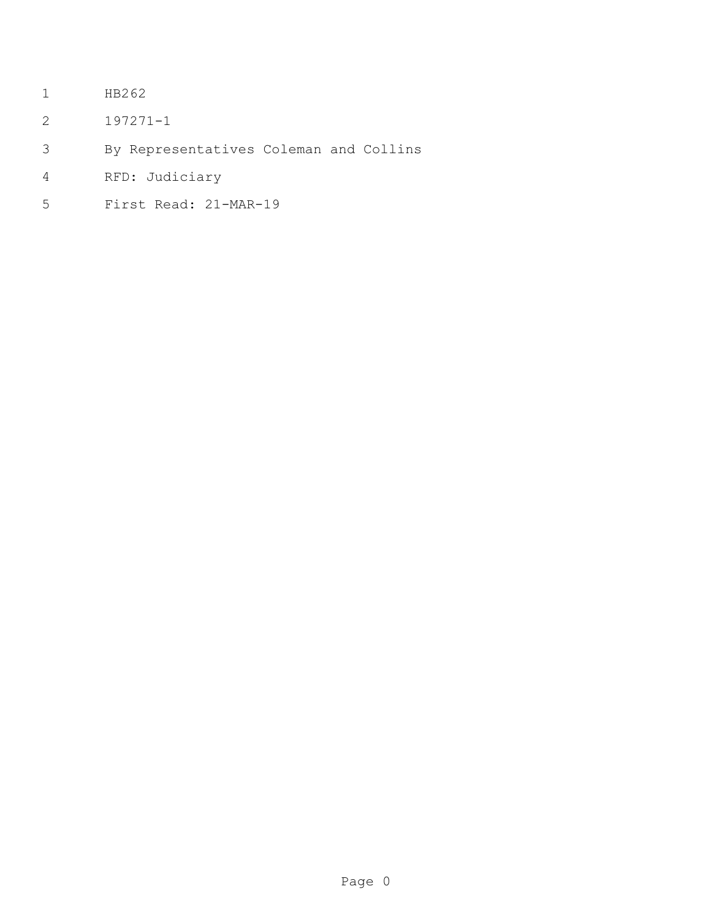HB262

197271-1

By Representatives Coleman and Collins

RFD: Judiciary

First Read: 21-MAR-19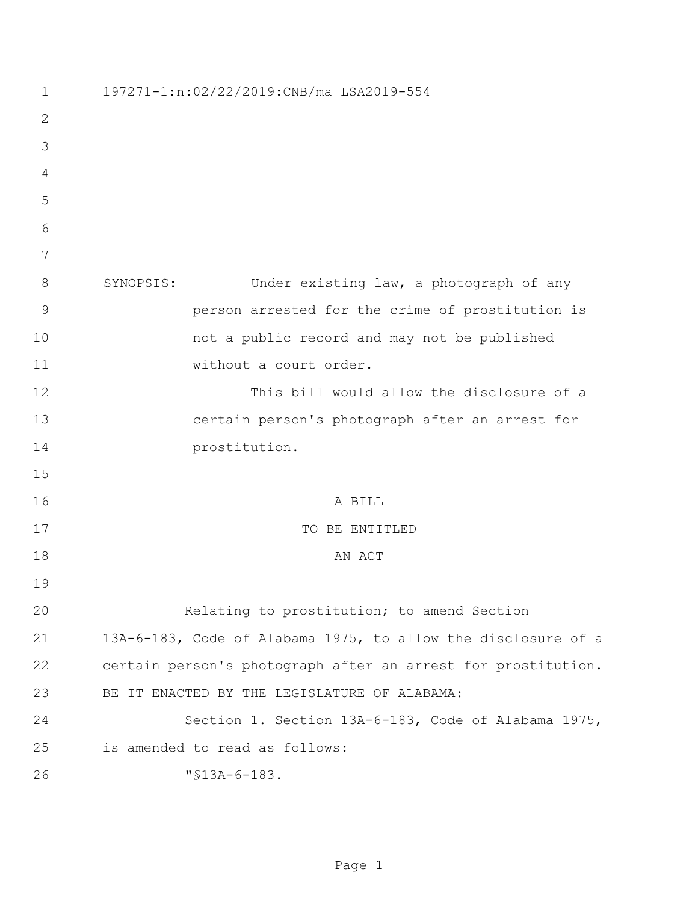197271-1:n:02/22/2019:CNB/ma LSA2019-554

SYNOPSIS: Under existing law, a photograph of any person arrested for the crime of prostitution is not a public record and may not be published without a court order.

This bill would allow the disclosure of a certain person's photograph after an arrest for prostitution.

A BILL

TO BE ENTITLED

AN ACT

Relating to prostitution; to amend Section 13A-6-183, Code of Alabama 1975, to allow the disclosure of a certain person's photograph after an arrest for prostitution.

BE IT ENACTED BY THE LEGISLATURE OF ALABAMA:

Section 1. Section 13A-6-183, Code of Alabama 1975, is amended to read as follows:

"§13A-6-183.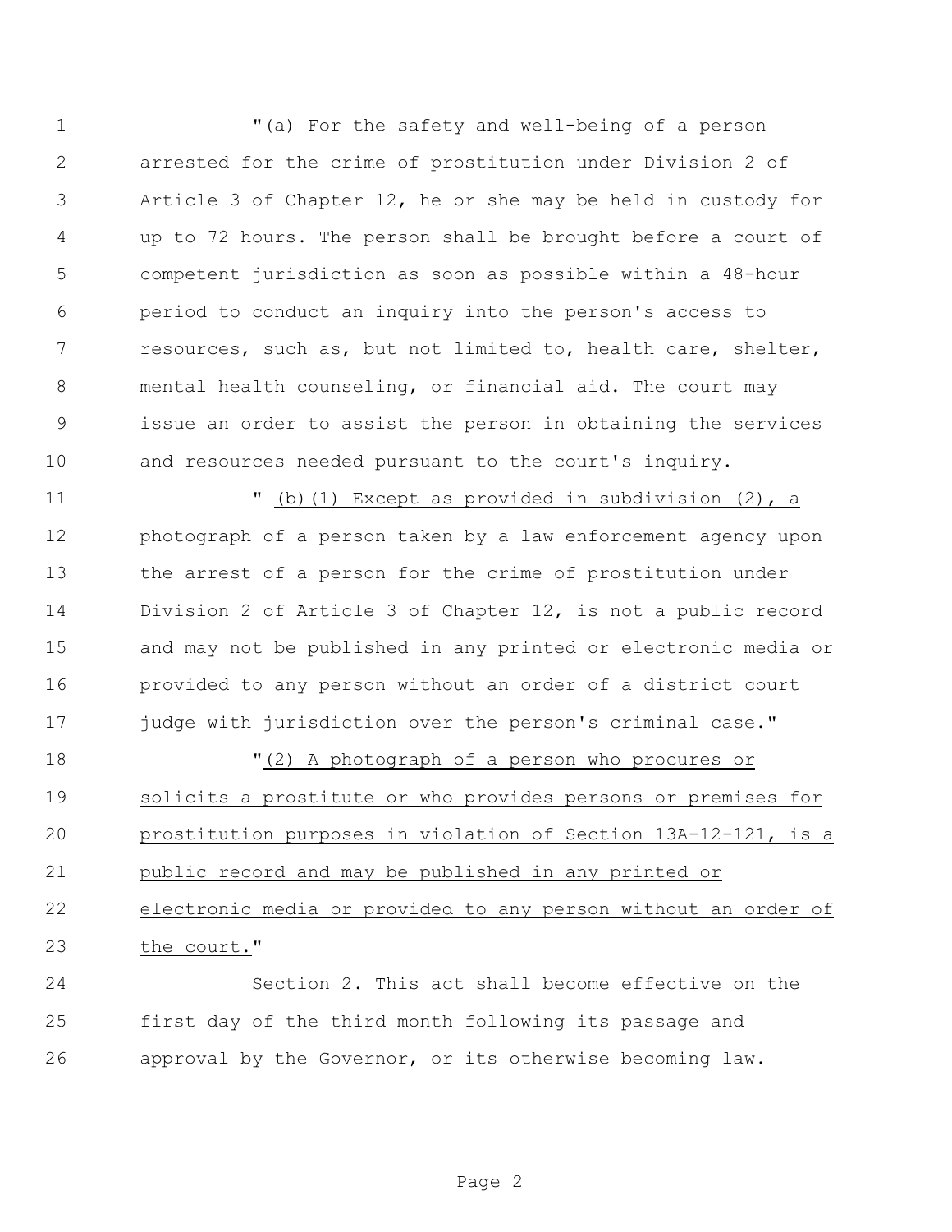"(a) For the safety and well-being of a person arrested for the crime of prostitution under Division 2 of Article 3 of Chapter 12, he or she may be held in custody for up to 72 hours. The person shall be brought before a court of competent jurisdiction as soon as possible within a 48-hour period to conduct an inquiry into the person's access to resources, such as, but not limited to, health care, shelter, mental health counseling, or financial aid. The court may issue an order to assist the person in obtaining the services and resources needed pursuant to the court's inquiry.

" (b)(1) Except as provided in subdivision (2), a photograph of a person taken by a law enforcement agency upon the arrest of a person for the crime of prostitution under Division 2 of Article 3 of Chapter 12, is not a public record and may not be published in any printed or electronic media or provided to any person without an order of a district court judge with jurisdiction over the person's criminal case."

"(2) A photograph of a person who procures or solicits a prostitute or who provides persons or premises for prostitution purposes in violation of Section 13A-12-121, is a public record and may be published in any printed or electronic media or provided to any person without an order of the court."

Section 2. This act shall become effective on the first day of the third month following its passage and approval by the Governor, or its otherwise becoming law.